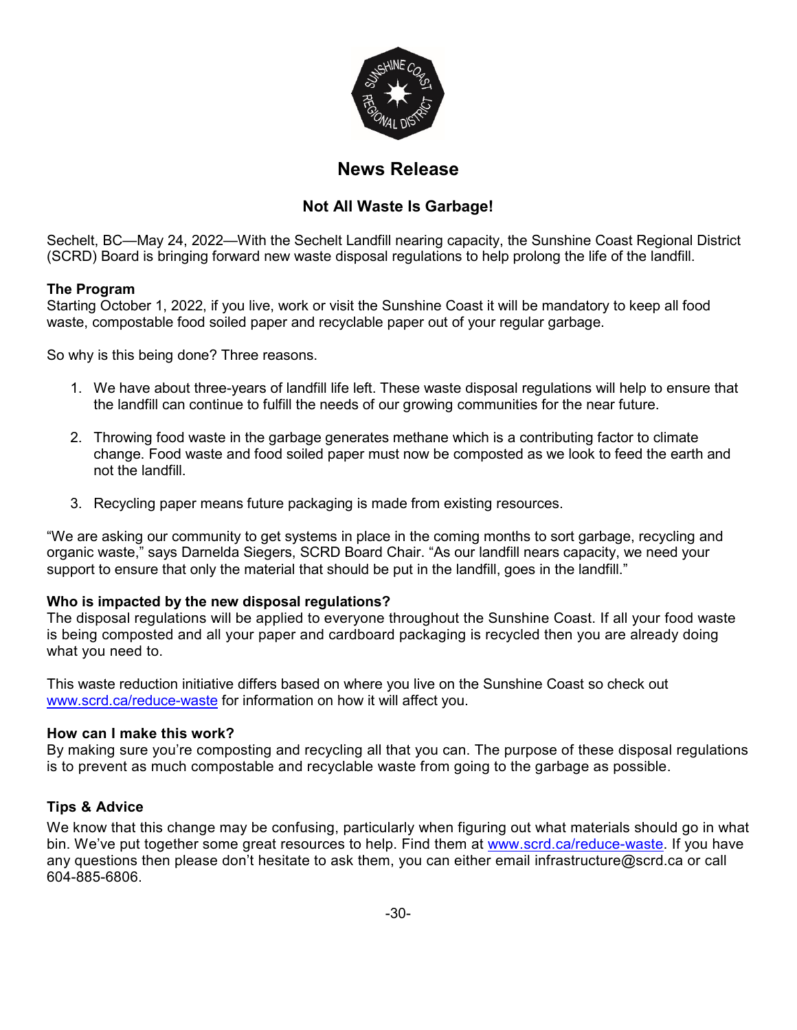# News Release

## Not All Waste Is Garbage!

Sechelt, BC—May 24, 2022—With the Sechelt Landfill nearing capacity, the Sunshine Coast Regional District (SCRD) Board is bringing forward new waste disposal regulations to help prolong the life of the landfill.

**The Program**

Starting October 1, 2022, if you live, work or visit the Sunshine Coast it will be mandatory to keep all food waste, compostable food soiled paper and recyclable paper out of your regular garbage.

So why is this being done? Three reasons.

1. We have about three-years of landfill life left. These waste disposal regulations will help to ensure that the landfill can continue to fulfill the needs of our growing communities for the near future.
2. Throwing food waste in the garbage generates methane which is a contributing factor to climate change. Food waste and food soiled paper must now be composted as we look to feed the earth and not the landfill.
3. Recycling paper means future packaging is made from existing resources.

"We are asking our community to get systems in place in the coming months to sort garbage, recycling and organic waste," says Darnelda Siegers, SCRD Board Chair. "As our landfill nears capacity, we need your support to ensure that only the material that should be put in the landfill, goes in the landfill."

**Who is impacted by the new disposal regulations?**

The disposal regulations will be applied to everyone throughout the Sunshine Coast. If all your food waste is being composted and all your paper and cardboard packaging is recycled then you are already doing what you need to.

This waste reduction initiative differs based on where you live on the Sunshine Coast so check out www.scrd.ca/reduce-waste for information on how it will affect you.

**How can I make this work?**

By making sure you're composting and recycling all that you can. The purpose of these disposal regulations is to prevent as much compostable and recyclable waste from going to the garbage as possible.

**Tips & Advice**

We know that this change may be confusing, particularly when figuring out what materials should go in what bin. We've put together some great resources to help. Find them at www.scrd.ca/reduce-waste. If you have any questions then please don't hesitate to ask them, you can either email infrastructure@scrd.ca or call 604-885-6806.

-30-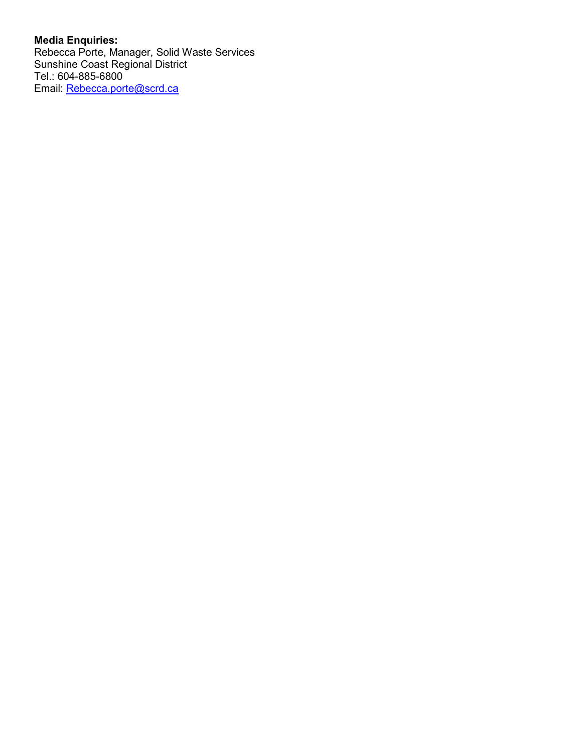**Media Enquiries:**
Rebecca Porte, Manager, Solid Waste Services
Sunshine Coast Regional District
Tel.: 604-885-6800
Email: Rebecca.porte@scrd.ca